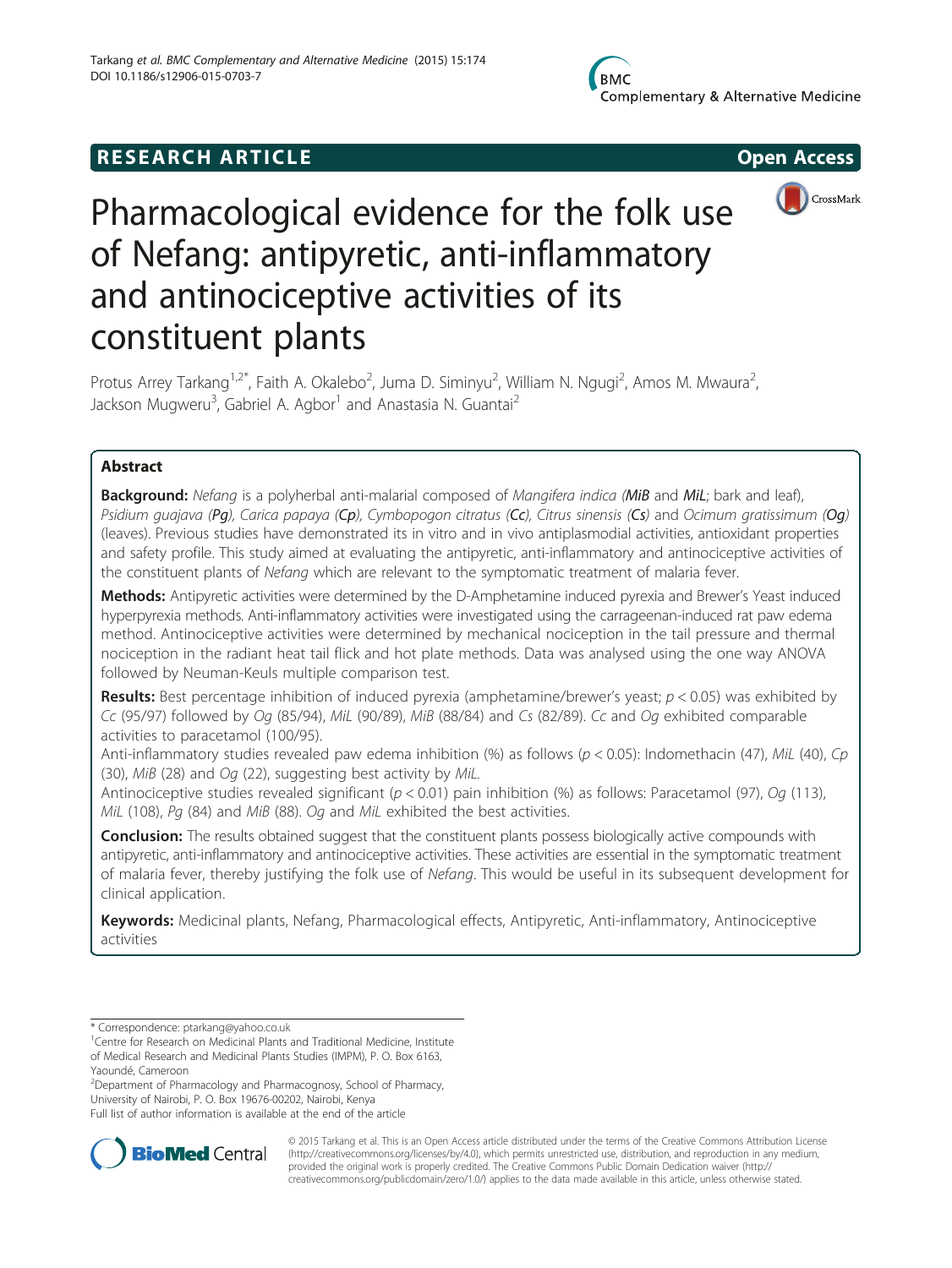RESEARCH ARTICLE

Open Access

# Pharmacological evidence for the folk use of Nefang: antipyretic, anti-inflammatory and antinociceptive activities of its constituent plants

Protus Arrey Tarkang[1,2*], Faith A. Okalebo[2], Juma D. Siminyu[2], William N. Ngugi[2], Amos M. Mwaura[2], Jackson Mugweru[3], Gabriel A. Agbor[1] and Anastasia N. Guantai[2]

## Abstract

**Background:** *Nefang* is a polyherbal anti-malarial composed of *Mangifera indica* (***MiB*** and ***MiL***; bark and leaf), *Psidium guajava* (***Pg***), *Carica papaya* (***Cp***), *Cymbopogon citratus* (***Cc***), *Citrus sinensis* (***Cs***) and *Ocimum gratissimum* (***Og***) (leaves). Previous studies have demonstrated its in vitro and in vivo antiplasmodial activities, antioxidant properties and safety profile. This study aimed at evaluating the antipyretic, anti-inflammatory and antinociceptive activities of the constituent plants of *Nefang* which are relevant to the symptomatic treatment of malaria fever.

**Methods:** Antipyretic activities were determined by the D-Amphetamine induced pyrexia and Brewer's Yeast induced hyperpyrexia methods. Anti-inflammatory activities were investigated using the carrageenan-induced rat paw edema method. Antinociceptive activities were determined by mechanical nociception in the tail pressure and thermal nociception in the radiant heat tail flick and hot plate methods. Data was analysed using the one way ANOVA followed by Neuman-Keuls multiple comparison test.

**Results:** Best percentage inhibition of induced pyrexia (amphetamine/brewer's yeast; $p < 0.05$) was exhibited by *Cc* (95/97) followed by *Og* (85/94), *MiL* (90/89), *MiB* (88/84) and *Cs* (82/89). *Cc* and *Og* exhibited comparable activities to paracetamol (100/95).

Anti-inflammatory studies revealed paw edema inhibition (%) as follows ($p < 0.05$): Indomethacin (47), *MiL* (40), *Cp* (30), *MiB* (28) and *Og* (22), suggesting best activity by *MiL*.

Antinociceptive studies revealed significant ($p < 0.01$) pain inhibition (%) as follows: Paracetamol (97), *Og* (113), *MiL* (108), *Pg* (84) and *MiB* (88). *Og* and *MiL* exhibited the best activities.

**Conclusion:** The results obtained suggest that the constituent plants possess biologically active compounds with antipyretic, anti-inflammatory and antinociceptive activities. These activities are essential in the symptomatic treatment of malaria fever, thereby justifying the folk use of *Nefang*. This would be useful in its subsequent development for clinical application.

**Keywords:** Medicinal plants, Nefang, Pharmacological effects, Antipyretic, Anti-inflammatory, Antinociceptive activities

---

\* Correspondence: ptarkang@yahoo.co.uk

[1]Centre for Research on Medicinal Plants and Traditional Medicine, Institute of Medical Research and Medicinal Plants Studies (IMPM), P. O. Box 6163, Yaoundé, Cameroon

[2]Department of Pharmacology and Pharmacognosy, School of Pharmacy, University of Nairobi, P. O. Box 19676-00202, Nairobi, Kenya

Full list of author information is available at the end of the article

© 2015 Tarkang et al. This is an Open Access article distributed under the terms of the Creative Commons Attribution License (http://creativecommons.org/licenses/by/4.0), which permits unrestricted use, distribution, and reproduction in any medium, provided the original work is properly credited. The Creative Commons Public Domain Dedication waiver (http://creativecommons.org/publicdomain/zero/1.0/) applies to the data made available in this article, unless otherwise stated.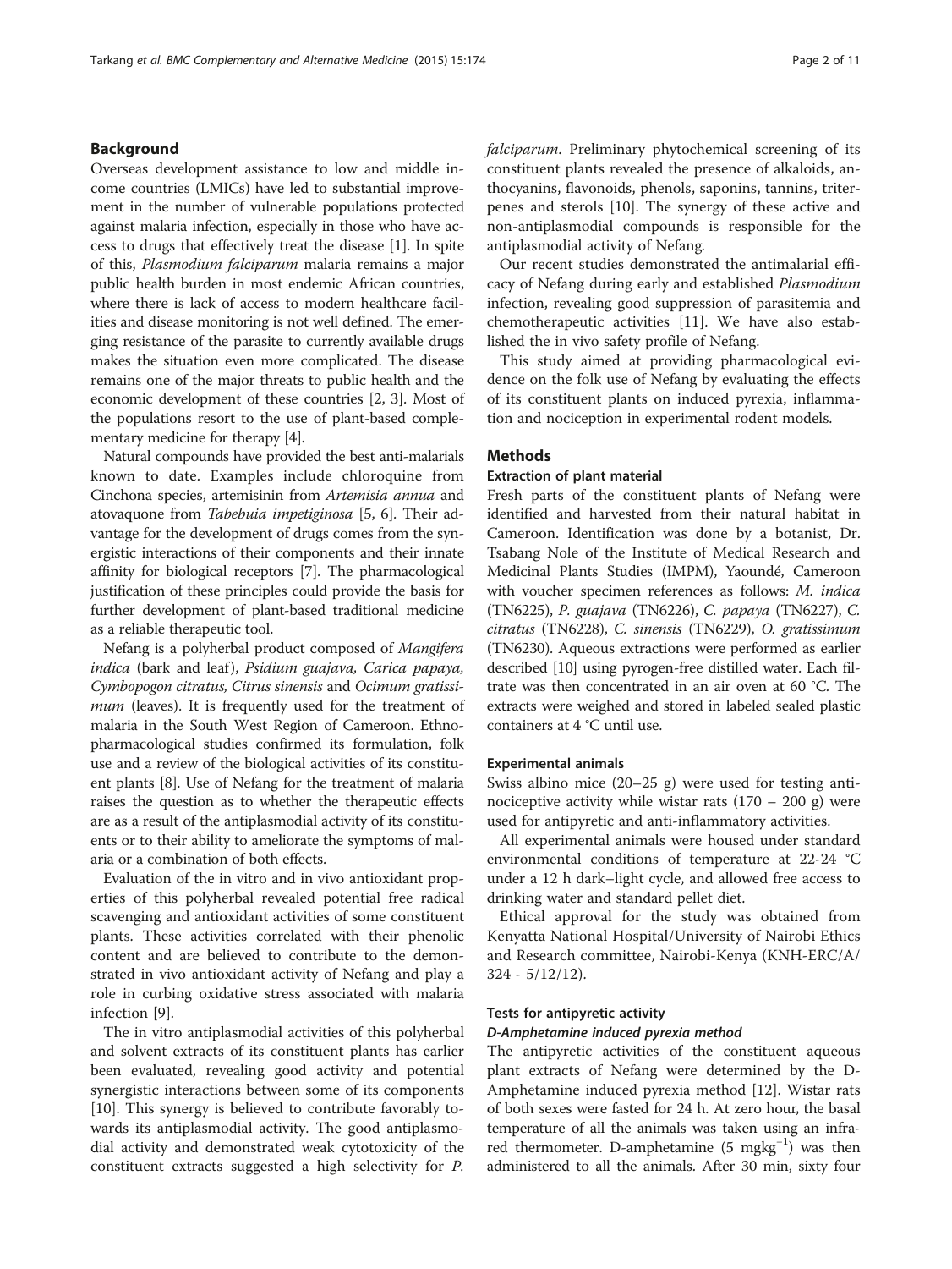## Background

Overseas development assistance to low and middle income countries (LMICs) have led to substantial improvement in the number of vulnerable populations protected against malaria infection, especially in those who have access to drugs that effectively treat the disease [1]. In spite of this, *Plasmodium falciparum* malaria remains a major public health burden in most endemic African countries, where there is lack of access to modern healthcare facilities and disease monitoring is not well defined. The emerging resistance of the parasite to currently available drugs makes the situation even more complicated. The disease remains one of the major threats to public health and the economic development of these countries [2, 3]. Most of the populations resort to the use of plant-based complementary medicine for therapy [4].

Natural compounds have provided the best anti-malarials known to date. Examples include chloroquine from Cinchona species, artemisinin from *Artemisia annua* and atovaquone from *Tabebuia impetiginosa* [5, 6]. Their advantage for the development of drugs comes from the synergistic interactions of their components and their innate affinity for biological receptors [7]. The pharmacological justification of these principles could provide the basis for further development of plant-based traditional medicine as a reliable therapeutic tool.

Nefang is a polyherbal product composed of *Mangifera indica* (bark and leaf), *Psidium guajava, Carica papaya, Cymbopogon citratus, Citrus sinensis* and *Ocimum gratissimum* (leaves). It is frequently used for the treatment of malaria in the South West Region of Cameroon. Ethnopharmacological studies confirmed its formulation, folk use and a review of the biological activities of its constituent plants [8]. Use of Nefang for the treatment of malaria raises the question as to whether the therapeutic effects are as a result of the antiplasmodial activity of its constituents or to their ability to ameliorate the symptoms of malaria or a combination of both effects.

Evaluation of the in vitro and in vivo antioxidant properties of this polyherbal revealed potential free radical scavenging and antioxidant activities of some constituent plants. These activities correlated with their phenolic content and are believed to contribute to the demonstrated in vivo antioxidant activity of Nefang and play a role in curbing oxidative stress associated with malaria infection [9].

The in vitro antiplasmodial activities of this polyherbal and solvent extracts of its constituent plants has earlier been evaluated, revealing good activity and potential synergistic interactions between some of its components [10]. This synergy is believed to contribute favorably towards its antiplasmodial activity. The good antiplasmodial activity and demonstrated weak cytotoxicity of the constituent extracts suggested a high selectivity for *P. falciparum*. Preliminary phytochemical screening of its constituent plants revealed the presence of alkaloids, anthocyanins, flavonoids, phenols, saponins, tannins, triterpenes and sterols [10]. The synergy of these active and non-antiplasmodial compounds is responsible for the antiplasmodial activity of Nefang.

Our recent studies demonstrated the antimalarial efficacy of Nefang during early and established *Plasmodium* infection, revealing good suppression of parasitemia and chemotherapeutic activities [11]. We have also established the in vivo safety profile of Nefang.

This study aimed at providing pharmacological evidence on the folk use of Nefang by evaluating the effects of its constituent plants on induced pyrexia, inflammation and nociception in experimental rodent models.

## Methods

### Extraction of plant material

Fresh parts of the constituent plants of Nefang were identified and harvested from their natural habitat in Cameroon. Identification was done by a botanist, Dr. Tsabang Nole of the Institute of Medical Research and Medicinal Plants Studies (IMPM), Yaoundé, Cameroon with voucher specimen references as follows: *M. indica* (TN6225), *P. guajava* (TN6226), *C. papaya* (TN6227), *C. citratus* (TN6228), *C. sinensis* (TN6229), *O. gratissimum* (TN6230). Aqueous extractions were performed as earlier described [10] using pyrogen-free distilled water. Each filtrate was then concentrated in an air oven at 60 °C. The extracts were weighed and stored in labeled sealed plastic containers at 4 °C until use.

### Experimental animals

Swiss albino mice (20–25 g) were used for testing antinociceptive activity while wistar rats (170 – 200 g) were used for antipyretic and anti-inflammatory activities.

All experimental animals were housed under standard environmental conditions of temperature at 22-24 °C under a 12 h dark–light cycle, and allowed free access to drinking water and standard pellet diet.

Ethical approval for the study was obtained from Kenyatta National Hospital/University of Nairobi Ethics and Research committee, Nairobi-Kenya (KNH-ERC/A/324 - 5/12/12).

### Tests for antipyretic activity

#### *D-Amphetamine induced pyrexia method*

The antipyretic activities of the constituent aqueous plant extracts of Nefang were determined by the D-Amphetamine induced pyrexia method [12]. Wistar rats of both sexes were fasted for 24 h. At zero hour, the basal temperature of all the animals was taken using an infrared thermometer. D-amphetamine (5 $mgkg^{-1}$) was then administered to all the animals. After 30 min, sixty four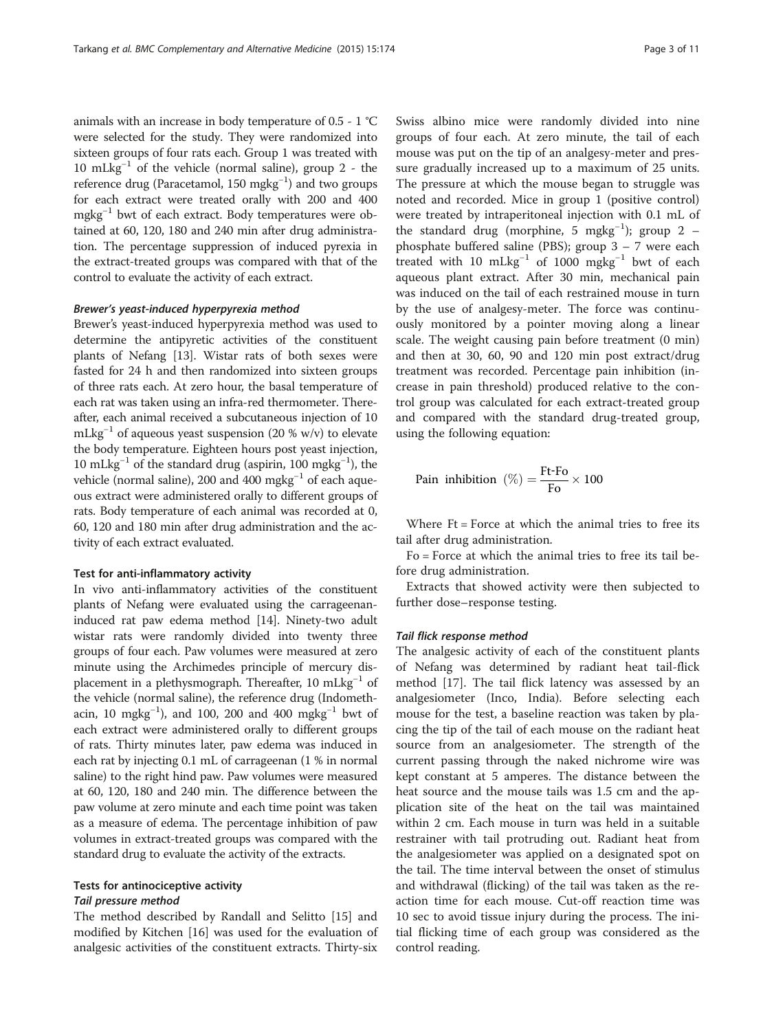animals with an increase in body temperature of 0.5 - 1 °C were selected for the study. They were randomized into sixteen groups of four rats each. Group 1 was treated with 10 $mLkg^{-1}$ of the vehicle (normal saline), group 2 - the reference drug (Paracetamol, 150 $mgkg^{-1}$) and two groups for each extract were treated orally with 200 and 400 $mgkg^{-1}$ bwt of each extract. Body temperatures were obtained at 60, 120, 180 and 240 min after drug administration. The percentage suppression of induced pyrexia in the extract-treated groups was compared with that of the control to evaluate the activity of each extract.

#### *Brewer's yeast-induced hyperpyrexia method*

Brewer's yeast-induced hyperpyrexia method was used to determine the antipyretic activities of the constituent plants of Nefang [13]. Wistar rats of both sexes were fasted for 24 h and then randomized into sixteen groups of three rats each. At zero hour, the basal temperature of each rat was taken using an infra-red thermometer. Thereafter, each animal received a subcutaneous injection of 10 $mLkg^{-1}$ of aqueous yeast suspension (20 % w/v) to elevate the body temperature. Eighteen hours post yeast injection, 10 $mLkg^{-1}$ of the standard drug (aspirin, 100 $mgkg^{-1}$), the vehicle (normal saline), 200 and 400 $mgkg^{-1}$ of each aqueous extract were administered orally to different groups of rats. Body temperature of each animal was recorded at 0, 60, 120 and 180 min after drug administration and the activity of each extract evaluated.

### Test for anti-inflammatory activity

In vivo anti-inflammatory activities of the constituent plants of Nefang were evaluated using the carrageenan-induced rat paw edema method [14]. Ninety-two adult wistar rats were randomly divided into twenty three groups of four each. Paw volumes were measured at zero minute using the Archimedes principle of mercury displacement in a plethysmograph. Thereafter, 10 $mLkg^{-1}$ of the vehicle (normal saline), the reference drug (Indomethacin, 10 $mgkg^{-1}$), and 100, 200 and 400 $mgkg^{-1}$ bwt of each extract were administered orally to different groups of rats. Thirty minutes later, paw edema was induced in each rat by injecting 0.1 mL of carrageenan (1 % in normal saline) to the right hind paw. Paw volumes were measured at 60, 120, 180 and 240 min. The difference between the paw volume at zero minute and each time point was taken as a measure of edema. The percentage inhibition of paw volumes in extract-treated groups was compared with the standard drug to evaluate the activity of the extracts.

### Tests for antinociceptive activity

#### *Tail pressure method*

The method described by Randall and Selitto [15] and modified by Kitchen [16] was used for the evaluation of analgesic activities of the constituent extracts. Thirty-six Swiss albino mice were randomly divided into nine groups of four each. At zero minute, the tail of each mouse was put on the tip of an analgesy-meter and pressure gradually increased up to a maximum of 25 units. The pressure at which the mouse began to struggle was noted and recorded. Mice in group 1 (positive control) were treated by intraperitoneal injection with 0.1 mL of the standard drug (morphine, 5 $mgkg^{-1}$); group 2 – phosphate buffered saline (PBS); group 3 – 7 were each treated with 10 $mLkg^{-1}$ of 1000 $mgkg^{-1}$ bwt of each aqueous plant extract. After 30 min, mechanical pain was induced on the tail of each restrained mouse in turn by the use of analgesy-meter. The force was continuously monitored by a pointer moving along a linear scale. The weight causing pain before treatment (0 min) and then at 30, 60, 90 and 120 min post extract/drug treatment was recorded. Percentage pain inhibition (increase in pain threshold) produced relative to the control group was calculated for each extract-treated group and compared with the standard drug-treated group, using the following equation:

$$\text{Pain inhibition } (\%) = \frac{\text{Ft-Fo}}{\text{Fo}} \times 100$$

Where Ft = Force at which the animal tries to free its tail after drug administration.

Fo = Force at which the animal tries to free its tail before drug administration.

Extracts that showed activity were then subjected to further dose–response testing.

#### *Tail flick response method*

The analgesic activity of each of the constituent plants of Nefang was determined by radiant heat tail-flick method [17]. The tail flick latency was assessed by an analgesiometer (Inco, India). Before selecting each mouse for the test, a baseline reaction was taken by placing the tip of the tail of each mouse on the radiant heat source from an analgesiometer. The strength of the current passing through the naked nichrome wire was kept constant at 5 amperes. The distance between the heat source and the mouse tails was 1.5 cm and the application site of the heat on the tail was maintained within 2 cm. Each mouse in turn was held in a suitable restrainer with tail protruding out. Radiant heat from the analgesiometer was applied on a designated spot on the tail. The time interval between the onset of stimulus and withdrawal (flicking) of the tail was taken as the reaction time for each mouse. Cut-off reaction time was 10 sec to avoid tissue injury during the process. The initial flicking time of each group was considered as the control reading.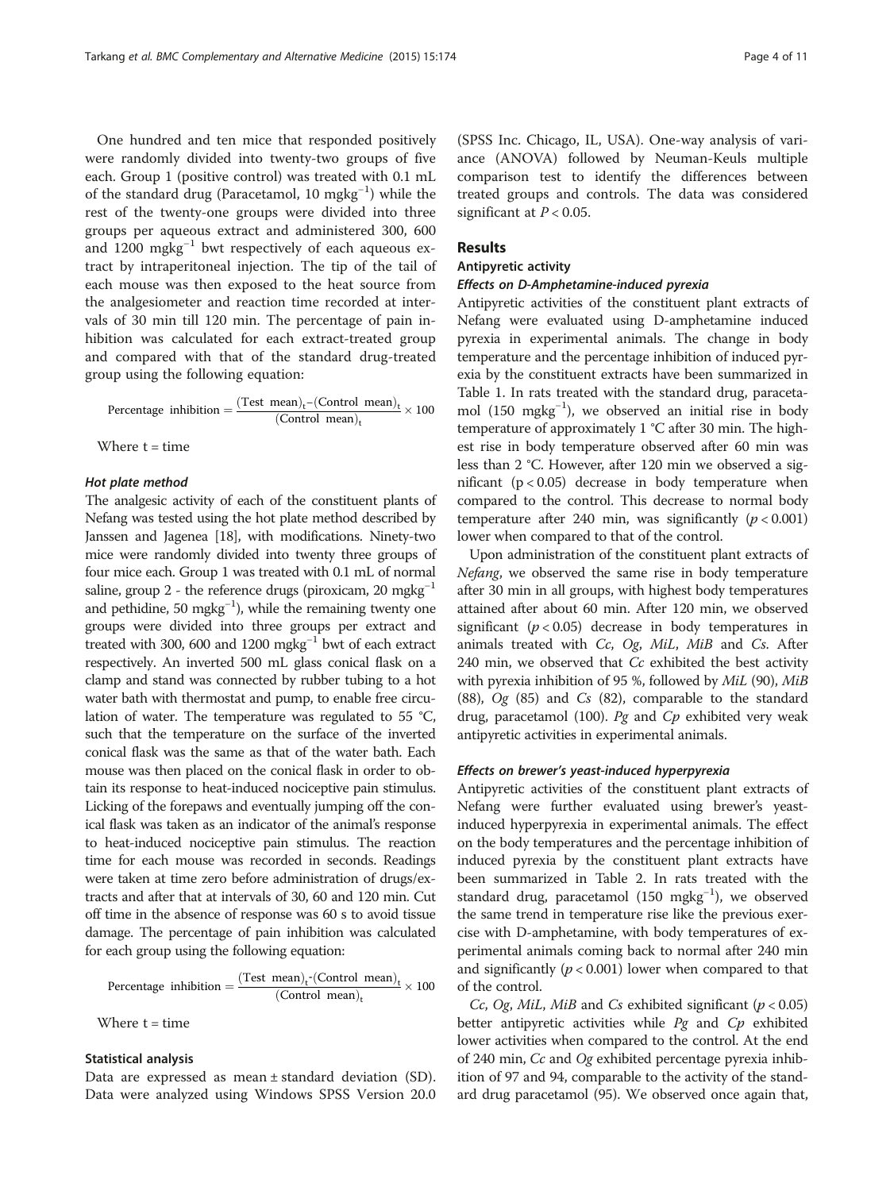One hundred and ten mice that responded positively were randomly divided into twenty-two groups of five each. Group 1 (positive control) was treated with 0.1 mL of the standard drug (Paracetamol, 10 $mgkg^{-1}$) while the rest of the twenty-one groups were divided into three groups per aqueous extract and administered 300, 600 and 1200 $mgkg^{-1}$ bwt respectively of each aqueous extract by intraperitoneal injection. The tip of the tail of each mouse was then exposed to the heat source from the analgesiometer and reaction time recorded at intervals of 30 min till 120 min. The percentage of pain inhibition was calculated for each extract-treated group and compared with that of the standard drug-treated group using the following equation:

$$\text{Percentage inhibition} = \frac{(\text{Test mean})_t - (\text{Control mean})_t}{(\text{Control mean})_t} \times 100$$

Where t = time

#### Hot plate method

The analgesic activity of each of the constituent plants of Nefang was tested using the hot plate method described by Janssen and Jagenea [18], with modifications. Ninety-two mice were randomly divided into twenty three groups of four mice each. Group 1 was treated with 0.1 mL of normal saline, group 2 - the reference drugs (piroxicam, 20 $mgkg^{-1}$ and pethidine, 50 $mgkg^{-1}$), while the remaining twenty one groups were divided into three groups per extract and treated with 300, 600 and 1200 $mgkg^{-1}$ bwt of each extract respectively. An inverted 500 mL glass conical flask on a clamp and stand was connected by rubber tubing to a hot water bath with thermostat and pump, to enable free circulation of water. The temperature was regulated to 55 °C, such that the temperature on the surface of the inverted conical flask was the same as that of the water bath. Each mouse was then placed on the conical flask in order to obtain its response to heat-induced nociceptive pain stimulus. Licking of the forepaws and eventually jumping off the conical flask was taken as an indicator of the animal's response to heat-induced nociceptive pain stimulus. The reaction time for each mouse was recorded in seconds. Readings were taken at time zero before administration of drugs/extracts and after that at intervals of 30, 60 and 120 min. Cut off time in the absence of response was 60 s to avoid tissue damage. The percentage of pain inhibition was calculated for each group using the following equation:

$$\text{Percentage inhibition} = \frac{(\text{Test mean})_t - (\text{Control mean})_t}{(\text{Control mean})_t} \times 100$$

Where t = time

### Statistical analysis

Data are expressed as mean ± standard deviation (SD). Data were analyzed using Windows SPSS Version 20.0 (SPSS Inc. Chicago, IL, USA). One-way analysis of variance (ANOVA) followed by Neuman-Keuls multiple comparison test to identify the differences between treated groups and controls. The data was considered significant at $P < 0.05$.

## Results

### Antipyretic activity

#### Effects on D-Amphetamine-induced pyrexia

Antipyretic activities of the constituent plant extracts of Nefang were evaluated using D-amphetamine induced pyrexia in experimental animals. The change in body temperature and the percentage inhibition of induced pyrexia by the constituent extracts have been summarized in Table 1. In rats treated with the standard drug, paracetamol (150 $mgkg^{-1}$), we observed an initial rise in body temperature of approximately 1 °C after 30 min. The highest rise in body temperature observed after 60 min was less than 2 °C. However, after 120 min we observed a significant ($p < 0.05$) decrease in body temperature when compared to the control. This decrease to normal body temperature after 240 min, was significantly ($p < 0.001$) lower when compared to that of the control.

Upon administration of the constituent plant extracts of *Nefang*, we observed the same rise in body temperature after 30 min in all groups, with highest body temperatures attained after about 60 min. After 120 min, we observed significant ($p < 0.05$) decrease in body temperatures in animals treated with *Cc*, *Og*, *MiL*, *MiB* and *Cs*. After 240 min, we observed that *Cc* exhibited the best activity with pyrexia inhibition of 95 %, followed by *MiL* (90), *MiB* (88), *Og* (85) and *Cs* (82), comparable to the standard drug, paracetamol (100). *Pg* and *Cp* exhibited very weak antipyretic activities in experimental animals.

#### Effects on brewer's yeast-induced hyperpyrexia

Antipyretic activities of the constituent plant extracts of Nefang were further evaluated using brewer's yeast-induced hyperpyrexia in experimental animals. The effect on the body temperatures and the percentage inhibition of induced pyrexia by the constituent plant extracts have been summarized in Table 2. In rats treated with the standard drug, paracetamol (150 $mgkg^{-1}$), we observed the same trend in temperature rise like the previous exercise with D-amphetamine, with body temperatures of experimental animals coming back to normal after 240 min and significantly ($p < 0.001$) lower when compared to that of the control.

*Cc*, *Og*, *MiL*, *MiB* and *Cs* exhibited significant ($p < 0.05$) better antipyretic activities while *Pg* and *Cp* exhibited lower activities when compared to the control. At the end of 240 min, *Cc* and *Og* exhibited percentage pyrexia inhibition of 97 and 94, comparable to the activity of the standard drug paracetamol (95). We observed once again that,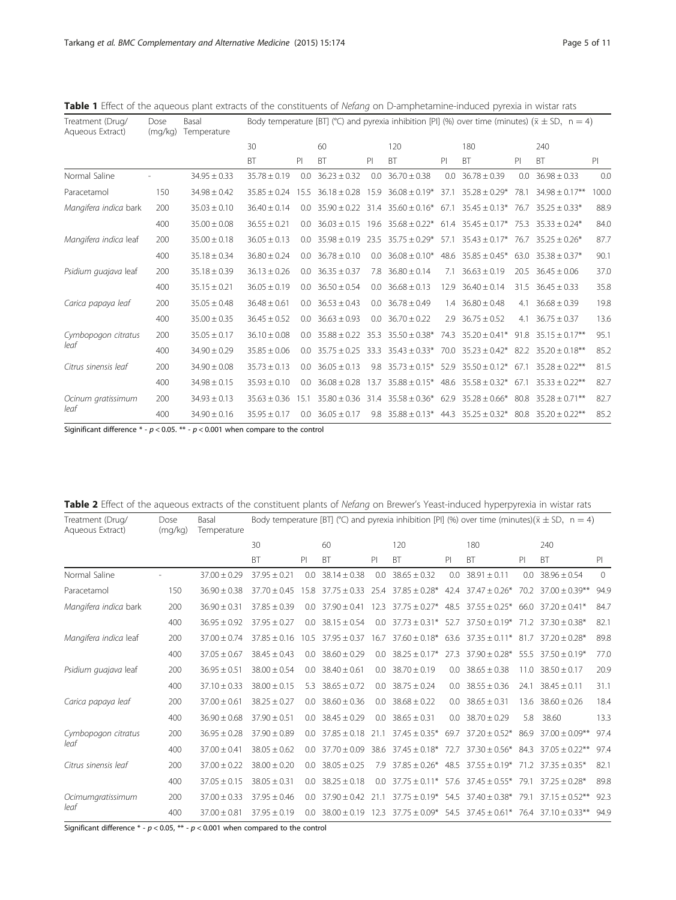**Table 1** Effect of the aqueous plant extracts of the constituents of *Nefang* on D-amphetamine-induced pyrexia in wistar rats

| Treatment (Drug/ Aqueous Extract) | Dose (mg/kg) | Basal Temperature | Body temperature [BT] (°C) and pyrexia inhibition [PI] (%) over time (minutes) ($\bar{x} \pm SD$, n = 4) | | | | | | | | | |
|---|---|---|---|---|---|---|---|---|---|---|---|---|
| | | | 30 | | 60 | | 120 | | 180 | | 240 | |
| | | | BT | PI | BT | PI | BT | PI | BT | PI | BT | PI |
| Normal Saline | - | 34.95 ± 0.33 | 35.78 ± 0.19 | 0.0 | 36.23 ± 0.32 | 0.0 | 36.70 ± 0.38 | 0.0 | 36.78 ± 0.39 | 0.0 | 36.98 ± 0.33 | 0.0 |
| Paracetamol | 150 | 34.98 ± 0.42 | 35.85 ± 0.24 | 15.5 | 36.18 ± 0.28 | 15.9 | 36.08 ± 0.19* | 37.1 | 35.28 ± 0.29* | 78.1 | 34.98 ± 0.17** | 100.0 |
| *Mangifera indica* bark | 200 | 35.03 ± 0.10 | 36.40 ± 0.14 | 0.0 | 35.90 ± 0.22 | 31.4 | 35.60 ± 0.16* | 67.1 | 35.45 ± 0.13* | 76.7 | 35.25 ± 0.33* | 88.9 |
| | 400 | 35.00 ± 0.08 | 36.55 ± 0.21 | 0.0 | 36.03 ± 0.15 | 19.6 | 35.68 ± 0.22* | 61.4 | 35.45 ± 0.17* | 75.3 | 35.33 ± 0.24* | 84.0 |
| *Mangifera indica* leaf | 200 | 35.00 ± 0.13 | 36.05 ± 0.13 | 0.0 | 35.98 ± 0.19 | 23.5 | 35.75 ± 0.29* | 57.1 | 35.43 ± 0.17* | 76.7 | 35.25 ± 0.26* | 87.7 |
| | 400 | 35.18 ± 0.34 | 36.80 ± 0.24 | 0.0 | 36.78 ± 0.10 | 0.0 | 36.08 ± 0.10* | 48.6 | 35.85 ± 0.45* | 63.0 | 35.38 ± 0.37* | 90.1 |
| *Psidium guajava* leaf | 200 | 35.18 ± 0.39 | 36.13 ± 0.26 | 0.0 | 36.35 ± 0.37 | 7.8 | 36.80 ± 0.14 | 7.1 | 36.63 ± 0.19 | 20.5 | 36.45 ± 0.06 | 37.0 |
| | 400 | 35.15 ± 0.21 | 36.05 ± 0.19 | 0.0 | 36.50 ± 0.54 | 0.0 | 36.68 ± 0.13 | 12.9 | 36.40 ± 0.14 | 31.5 | 36.45 ± 0.33 | 35.8 |
| *Carica papaya leaf* | 200 | 35.05 ± 0.48 | 36.48 ± 0.61 | 0.0 | 36.53 ± 0.43 | 0.0 | 36.78 ± 0.49 | 1.4 | 36.80 ± 0.48 | 4.1 | 36.68 ± 0.39 | 19.8 |
| | 400 | 35.00 ± 0.35 | 36.45 ± 0.52 | 0.0 | 36.63 ± 0.93 | 0.0 | 36.70 ± 0.22 | 2.9 | 36.75 ± 0.52 | 4.1 | 36.75 ± 0.37 | 13.6 |
| *Cymbopogon citratus leaf* | 200 | 35.05 ± 0.17 | 36.10 ± 0.08 | 0.0 | 35.88 ± 0.22 | 35.3 | 35.50 ± 0.38* | 74.3 | 35.20 ± 0.41* | 91.8 | 35.15 ± 0.17** | 95.1 |
| | 400 | 34.90 ± 0.29 | 35.85 ± 0.06 | 0.0 | 35.75 ± 0.25 | 33.3 | 35.43 ± 0.33* | 70.0 | 35.23 ± 0.42* | 82.2 | 35.20 ± 0.18** | 85.2 |
| *Citrus sinensis leaf* | 200 | 34.90 ± 0.08 | 35.73 ± 0.13 | 0.0 | 36.05 ± 0.13 | 9.8 | 35.73 ± 0.15* | 52.9 | 35.50 ± 0.12* | 67.1 | 35.28 ± 0.22** | 81.5 |
| | 400 | 34.98 ± 0.15 | 35.93 ± 0.10 | 0.0 | 36.08 ± 0.28 | 13.7 | 35.88 ± 0.15* | 48.6 | 35.58 ± 0.32* | 67.1 | 35.33 ± 0.22** | 82.7 |
| *Ocinum gratissimum leaf* | 200 | 34.93 ± 0.13 | 35.63 ± 0.36 | 15.1 | 35.80 ± 0.36 | 31.4 | 35.58 ± 0.36* | 62.9 | 35.28 ± 0.66* | 80.8 | 35.28 ± 0.71** | 82.7 |
| | 400 | 34.90 ± 0.16 | 35.95 ± 0.17 | 0.0 | 36.05 ± 0.17 | 9.8 | 35.88 ± 0.13* | 44.3 | 35.25 ± 0.32* | 80.8 | 35.20 ± 0.22** | 85.2 |

Siginificant difference * - $p < 0.05$. ** - $p < 0.001$ when compare to the control

**Table 2** Effect of the aqueous extracts of the constituent plants of *Nefang* on Brewer's Yeast-induced hyperpyrexia in wistar rats

| Treatment (Drug/ Aqueous Extract) | Dose (mg/kg) | Basal Temperature | Body temperature [BT] (°C) and pyrexia inhibition [PI] (%) over time (minutes)($\bar{x} \pm SD$, n = 4) | | | | | | | | | |
|---|---|---|---|---|---|---|---|---|---|---|---|---|
| | | | 30 | | 60 | | 120 | | 180 | | 240 | |
| | | | BT | PI | BT | PI | BT | PI | BT | PI | BT | PI |
| Normal Saline | - | 37.00 ± 0.29 | 37.95 ± 0.21 | 0.0 | 38.14 ± 0.38 | 0.0 | 38.65 ± 0.32 | 0.0 | 38.91 ± 0.11 | 0.0 | 38.96 ± 0.54 | 0 |
| Paracetamol | 150 | 36.90 ± 0.38 | 37.70 ± 0.45 | 15.8 | 37.75 ± 0.33 | 25.4 | 37.85 ± 0.28* | 42.4 | 37.47 ± 0.26* | 70.2 | 37.00 ± 0.39** | 94.9 |
| *Mangifera indica* bark | 200 | 36.90 ± 0.31 | 37.85 ± 0.39 | 0.0 | 37.90 ± 0.41 | 12.3 | 37.75 ± 0.27* | 48.5 | 37.55 ± 0.25* | 66.0 | 37.20 ± 0.41* | 84.7 |
| | 400 | 36.95 ± 0.92 | 37.95 ± 0.27 | 0.0 | 38.15 ± 0.54 | 0.0 | 37.73 ± 0.31* | 52.7 | 37.50 ± 0.19* | 71.2 | 37.30 ± 0.38* | 82.1 |
| *Mangifera indica* leaf | 200 | 37.00 ± 0.74 | 37.85 ± 0.16 | 10.5 | 37.95 ± 0.37 | 16.7 | 37.60 ± 0.18* | 63.6 | 37.35 ± 0.11* | 81.7 | 37.20 ± 0.28* | 89.8 |
| | 400 | 37.05 ± 0.67 | 38.45 ± 0.43 | 0.0 | 38.60 ± 0.29 | 0.0 | 38.25 ± 0.17* | 27.3 | 37.90 ± 0.28* | 55.5 | 37.50 ± 0.19* | 77.0 |
| *Psidium guajava* leaf | 200 | 36.95 ± 0.51 | 38.00 ± 0.54 | 0.0 | 38.40 ± 0.61 | 0.0 | 38.70 ± 0.19 | 0.0 | 38.65 ± 0.38 | 11.0 | 38.50 ± 0.17 | 20.9 |
| | 400 | 37.10 ± 0.33 | 38.00 ± 0.15 | 5.3 | 38.65 ± 0.72 | 0.0 | 38.75 ± 0.24 | 0.0 | 38.55 ± 0.36 | 24.1 | 38.45 ± 0.11 | 31.1 |
| *Carica papaya leaf* | 200 | 37.00 ± 0.61 | 38.25 ± 0.27 | 0.0 | 38.60 ± 0.36 | 0.0 | 38.68 ± 0.22 | 0.0 | 38.65 ± 0.31 | 13.6 | 38.60 ± 0.26 | 18.4 |
| | 400 | 36.90 ± 0.68 | 37.90 ± 0.51 | 0.0 | 38.45 ± 0.29 | 0.0 | 38.65 ± 0.31 | 0.0 | 38.70 ± 0.29 | 5.8 | 38.60 | 13.3 |
| *Cymbopogon citratus leaf* | 200 | 36.95 ± 0.28 | 37.90 ± 0.89 | 0.0 | 37.85 ± 0.18 | 21.1 | 37.45 ± 0.35* | 69.7 | 37.20 ± 0.52* | 86.9 | 37.00 ± 0.09** | 97.4 |
| | 400 | 37.00 ± 0.41 | 38.05 ± 0.62 | 0.0 | 37.70 ± 0.09 | 38.6 | 37.45 ± 0.18* | 72.7 | 37.30 ± 0.56* | 84.3 | 37.05 ± 0.22** | 97.4 |
| *Citrus sinensis leaf* | 200 | 37.00 ± 0.22 | 38.00 ± 0.20 | 0.0 | 38.05 ± 0.25 | 7.9 | 37.85 ± 0.26* | 48.5 | 37.55 ± 0.19* | 71.2 | 37.35 ± 0.35* | 82.1 |
| | 400 | 37.05 ± 0.15 | 38.05 ± 0.31 | 0.0 | 38.25 ± 0.18 | 0.0 | 37.75 ± 0.11* | 57.6 | 37.45 ± 0.55* | 79.1 | 37.25 ± 0.28* | 89.8 |
| *Ocimumgratissimum leaf* | 200 | 37.00 ± 0.33 | 37.95 ± 0.46 | 0.0 | 37.90 ± 0.42 | 21.1 | 37.75 ± 0.19* | 54.5 | 37.40 ± 0.38* | 79.1 | 37.15 ± 0.52** | 92.3 |
| | 400 | 37.00 ± 0.81 | 37.95 ± 0.19 | 0.0 | 38.00 ± 0.19 | 12.3 | 37.75 ± 0.09* | 54.5 | 37.45 ± 0.61* | 76.4 | 37.10 ± 0.33** | 94.9 |

Significant difference * - $p < 0.05$, ** - $p < 0.001$ when compared to the control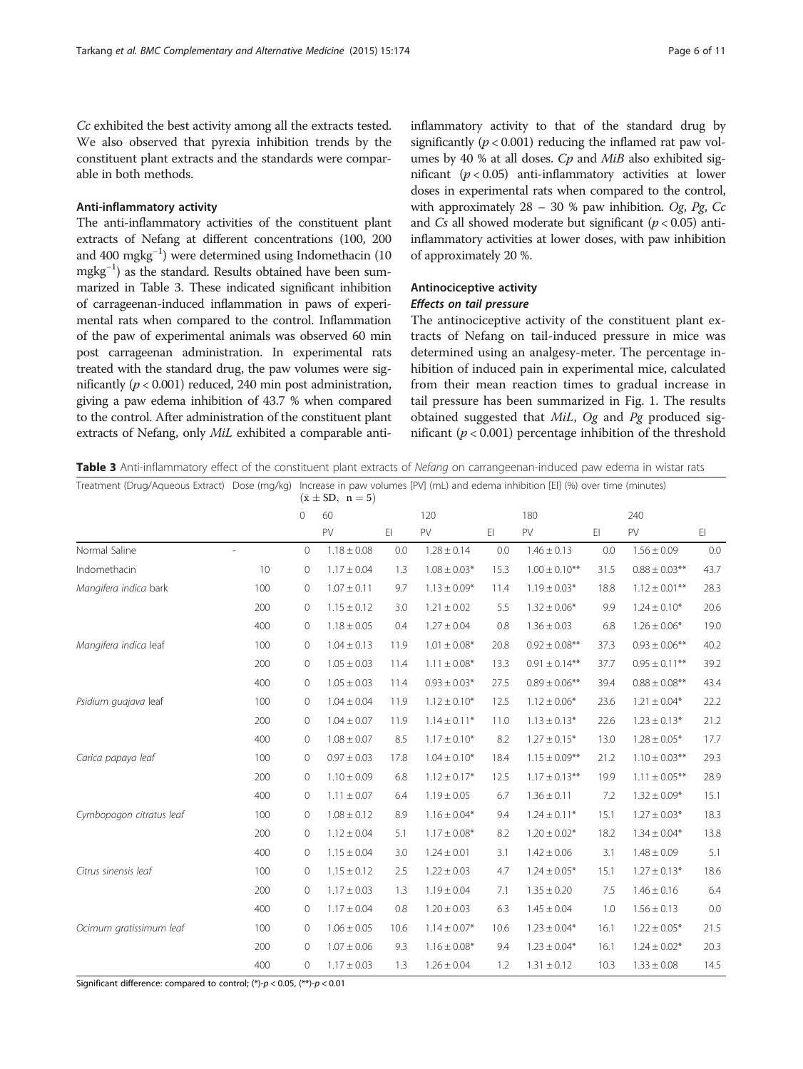*Cc* exhibited the best activity among all the extracts tested. We also observed that pyrexia inhibition trends by the constituent plant extracts and the standards were comparable in both methods.

### Anti-inflammatory activity

The anti-inflammatory activities of the constituent plant extracts of Nefang at different concentrations (100, 200 and 400 $mgkg^{-1}$) were determined using Indomethacin (10 $mgkg^{-1}$) as the standard. Results obtained have been summarized in Table 3. These indicated significant inhibition of carrageenan-induced inflammation in paws of experimental rats when compared to the control. Inflammation of the paw of experimental animals was observed 60 min post carrageenan administration. In experimental rats treated with the standard drug, the paw volumes were significantly ($p < 0.001$) reduced, 240 min post administration, giving a paw edema inhibition of 43.7 % when compared to the control. After administration of the constituent plant extracts of Nefang, only *MiL* exhibited a comparable anti-inflammatory activity to that of the standard drug by significantly ($p < 0.001$) reducing the inflamed rat paw volumes by 40 % at all doses. *Cp* and *MiB* also exhibited significant ($p < 0.05$) anti-inflammatory activities at lower doses in experimental rats when compared to the control, with approximately 28 – 30 % paw inhibition. *Og*, *Pg*, *Cc* and *Cs* all showed moderate but significant ($p < 0.05$) anti-inflammatory activities at lower doses, with paw inhibition of approximately 20 %.

### Antinociceptive activity

#### *Effects on tail pressure*

The antinociceptive activity of the constituent plant extracts of Nefang on tail-induced pressure in mice was determined using an analgesy-meter. The percentage inhibition of induced pain in experimental mice, calculated from their mean reaction times to gradual increase in tail pressure has been summarized in Fig. 1. The results obtained suggested that *MiL*, *Og* and *Pg* produced significant ($p < 0.001$) percentage inhibition of the threshold

**Table 3** Anti-inflammatory effect of the constituent plant extracts of *Nefang* on carrangeenan-induced paw edema in wistar rats

| Treatment (Drug/Aqueous Extract) | Dose (mg/kg) | Increase in paw volumes [PV] (mL) and edema inhibition [EI] (%) over time (minutes) ($\bar{x} \pm SD$, $n = 5$) | | | | | | | | |
|---|---|---|---|---|---|---|---|---|---|---|
| | | 0 | 60 | | 120 | | 180 | | 240 | |
| | | | PV | EI | PV | EI | PV | EI | PV | EI |
| Normal Saline | - | 0 | 1.18 ± 0.08 | 0.0 | 1.28 ± 0.14 | 0.0 | 1.46 ± 0.13 | 0.0 | 1.56 ± 0.09 | 0.0 |
| Indomethacin | 10 | 0 | 1.17 ± 0.04 | 1.3 | 1.08 ± 0.03* | 15.3 | 1.00 ± 0.10** | 31.5 | 0.88 ± 0.03** | 43.7 |
| *Mangifera indica* bark | 100 | 0 | 1.07 ± 0.11 | 9.7 | 1.13 ± 0.09* | 11.4 | 1.19 ± 0.03* | 18.8 | 1.12 ± 0.01** | 28.3 |
| | 200 | 0 | 1.15 ± 0.12 | 3.0 | 1.21 ± 0.02 | 5.5 | 1.32 ± 0.06* | 9.9 | 1.24 ± 0.10* | 20.6 |
| | 400 | 0 | 1.18 ± 0.05 | 0.4 | 1.27 ± 0.04 | 0.8 | 1.36 ± 0.03 | 6.8 | 1.26 ± 0.06* | 19.0 |
| *Mangifera indica* leaf | 100 | 0 | 1.04 ± 0.13 | 11.9 | 1.01 ± 0.08* | 20.8 | 0.92 ± 0.08** | 37.3 | 0.93 ± 0.06** | 40.2 |
| | 200 | 0 | 1.05 ± 0.03 | 11.4 | 1.11 ± 0.08* | 13.3 | 0.91 ± 0.14** | 37.7 | 0.95 ± 0.11** | 39.2 |
| | 400 | 0 | 1.05 ± 0.03 | 11.4 | 0.93 ± 0.03* | 27.5 | 0.89 ± 0.06** | 39.4 | 0.88 ± 0.08** | 43.4 |
| *Psidium guajava* leaf | 100 | 0 | 1.04 ± 0.04 | 11.9 | 1.12 ± 0.10* | 12.5 | 1.12 ± 0.06* | 23.6 | 1.21 ± 0.04* | 22.2 |
| | 200 | 0 | 1.04 ± 0.07 | 11.9 | 1.14 ± 0.11* | 11.0 | 1.13 ± 0.13* | 22.6 | 1.23 ± 0.13* | 21.2 |
| | 400 | 0 | 1.08 ± 0.07 | 8.5 | 1.17 ± 0.10* | 8.2 | 1.27 ± 0.15* | 13.0 | 1.28 ± 0.05* | 17.7 |
| *Carica papaya leaf* | 100 | 0 | 0.97 ± 0.03 | 17.8 | 1.04 ± 0.10* | 18.4 | 1.15 ± 0.09** | 21.2 | 1.10 ± 0.03** | 29.3 |
| | 200 | 0 | 1.10 ± 0.09 | 6.8 | 1.12 ± 0.17* | 12.5 | 1.17 ± 0.13** | 19.9 | 1.11 ± 0.05** | 28.9 |
| | 400 | 0 | 1.11 ± 0.07 | 6.4 | 1.19 ± 0.05 | 6.7 | 1.36 ± 0.11 | 7.2 | 1.32 ± 0.09* | 15.1 |
| *Cymbopogon citratus leaf* | 100 | 0 | 1.08 ± 0.12 | 8.9 | 1.16 ± 0.04* | 9.4 | 1.24 ± 0.11* | 15.1 | 1.27 ± 0.03* | 18.3 |
| | 200 | 0 | 1.12 ± 0.04 | 5.1 | 1.17 ± 0.08* | 8.2 | 1.20 ± 0.02* | 18.2 | 1.34 ± 0.04* | 13.8 |
| | 400 | 0 | 1.15 ± 0.04 | 3.0 | 1.24 ± 0.01 | 3.1 | 1.42 ± 0.06 | 3.1 | 1.48 ± 0.09 | 5.1 |
| *Citrus sinensis leaf* | 100 | 0 | 1.15 ± 0.12 | 2.5 | 1.22 ± 0.03 | 4.7 | 1.24 ± 0.05* | 15.1 | 1.27 ± 0.13* | 18.6 |
| | 200 | 0 | 1.17 ± 0.03 | 1.3 | 1.19 ± 0.04 | 7.1 | 1.35 ± 0.20 | 7.5 | 1.46 ± 0.16 | 6.4 |
| | 400 | 0 | 1.17 ± 0.04 | 0.8 | 1.20 ± 0.03 | 6.3 | 1.45 ± 0.04 | 1.0 | 1.56 ± 0.13 | 0.0 |
| *Ocimum gratissimum leaf* | 100 | 0 | 1.06 ± 0.05 | 10.6 | 1.14 ± 0.07* | 10.6 | 1.23 ± 0.04* | 16.1 | 1.22 ± 0.05* | 21.5 |
| | 200 | 0 | 1.07 ± 0.06 | 9.3 | 1.16 ± 0.08* | 9.4 | 1.23 ± 0.04* | 16.1 | 1.24 ± 0.02* | 20.3 |
| | 400 | 0 | 1.17 ± 0.03 | 1.3 | 1.26 ± 0.04 | 1.2 | 1.31 ± 0.12 | 10.3 | 1.33 ± 0.08 | 14.5 |

Significant difference: compared to control; (*)-$p < 0.05$, (**)-$p < 0.01$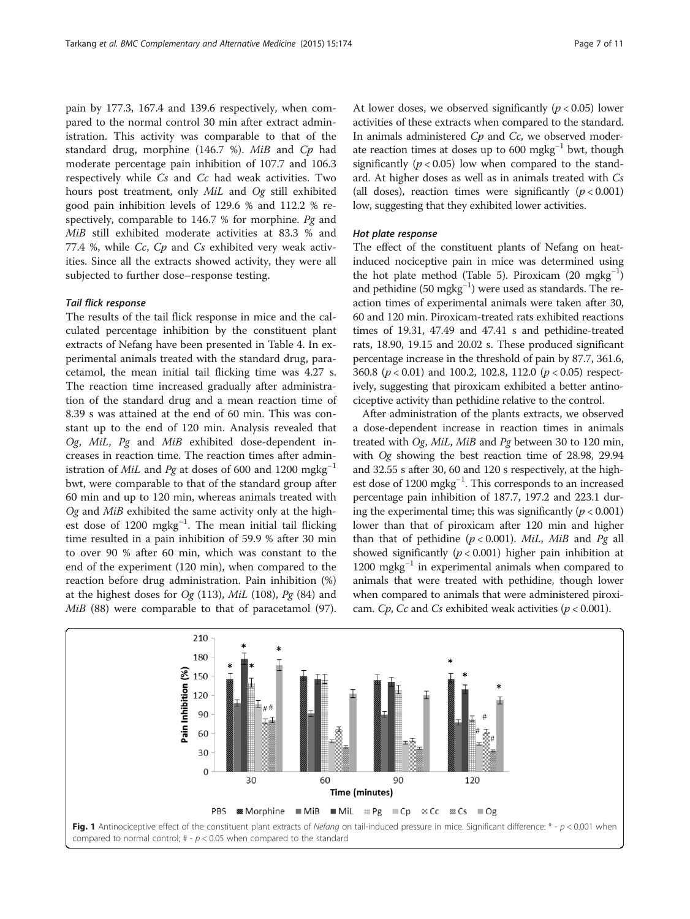pain by 177.3, 167.4 and 139.6 respectively, when compared to the normal control 30 min after extract administration. This activity was comparable to that of the standard drug, morphine (146.7 %). *MiB* and *Cp* had moderate percentage pain inhibition of 107.7 and 106.3 respectively while *Cs* and *Cc* had weak activities. Two hours post treatment, only *MiL* and *Og* still exhibited good pain inhibition levels of 129.6 % and 112.2 % respectively, comparable to 146.7 % for morphine. *Pg* and *MiB* still exhibited moderate activities at 83.3 % and 77.4 %, while *Cc*, *Cp* and *Cs* exhibited very weak activities. Since all the extracts showed activity, they were all subjected to further dose–response testing.

#### Tail flick response

The results of the tail flick response in mice and the calculated percentage pain inhibition by the constituent plant extracts of Nefang have been presented in Table 4. In experimental animals treated with the standard drug, paracetamol, the mean initial tail flicking time was 4.27 s. The reaction time increased gradually after administration of the standard drug and a mean reaction time of 8.39 s was attained at the end of 60 min. This was constant up to the end of 120 min. Analysis revealed that *Og*, *MiL*, *Pg* and *MiB* exhibited dose-dependent increases in reaction time. The reaction times after administration of *MiL* and *Pg* at doses of 600 and 1200 $mgkg^{-1}$ bwt, were comparable to that of the standard group after 60 min and up to 120 min, whereas animals treated with *Og* and *MiB* exhibited the same activity only at the highest dose of 1200 $mgkg^{-1}$. The mean initial tail flicking time resulted in a pain inhibition of 59.9 % after 30 min to over 90 % after 60 min, which was constant to the end of the experiment (120 min), when compared to the reaction before drug administration. Pain inhibition (%) at the highest doses for *Og* (113), *MiL* (108), *Pg* (84) and *MiB* (88) were comparable to that of paracetamol (97). At lower doses, we observed significantly ($p < 0.05$) lower activities of these extracts when compared to the standard. In animals administered *Cp* and *Cc*, we observed moderate reaction times at doses up to 600 $mgkg^{-1}$ bwt, though significantly ($p < 0.05$) low when compared to the standard. At higher doses as well as in animals treated with *Cs* (all doses), reaction times were significantly ($p < 0.001$) low, suggesting that they exhibited lower activities.

#### Hot plate response

The effect of the constituent plants of Nefang on heat-induced nociceptive pain in mice was determined using the hot plate method (Table 5). Piroxicam (20 $mgkg^{-1}$) and pethidine (50 $mgkg^{-1}$) were used as standards. The reaction times of experimental animals were taken after 30, 60 and 120 min. Piroxicam-treated rats exhibited reactions times of 19.31, 47.49 and 47.41 s and pethidine-treated rats, 18.90, 19.15 and 20.02 s. These produced significant percentage increase in the threshold of pain by 87.7, 361.6, 360.8 ($p < 0.01$) and 100.2, 102.8, 112.0 ($p < 0.05$) respectively, suggesting that piroxicam exhibited a better antinociceptive activity than pethidine relative to the control.

After administration of the plants extracts, we observed a dose-dependent increase in reaction times in animals treated with *Og*, *MiL*, *MiB* and *Pg* between 30 to 120 min, with *Og* showing the best reaction time of 28.98, 29.94 and 32.55 s after 30, 60 and 120 s respectively, at the highest dose of 1200 $mgkg^{-1}$. This corresponds to an increased percentage pain inhibition of 187.7, 197.2 and 223.1 during the experimental time; this was significantly ($p < 0.001$) lower than that of piroxicam after 120 min and higher than that of pethidine ($p < 0.001$). *MiL*, *MiB* and *Pg* all showed significantly ($p < 0.001$) higher pain inhibition at 1200 $mgkg^{-1}$ in experimental animals when compared to animals that were treated with pethidine, though lower when compared to animals that were administered piroxicam. *Cp*, *Cc* and *Cs* exhibited weak activities ($p < 0.001$).

**Fig. 1** Antinociceptive effect of the constituent plant extracts of *Nefang* on tail-induced pressure in mice. Significant difference: * - $p < 0.001$ when compared to normal control; # - $p < 0.05$ when compared to the standard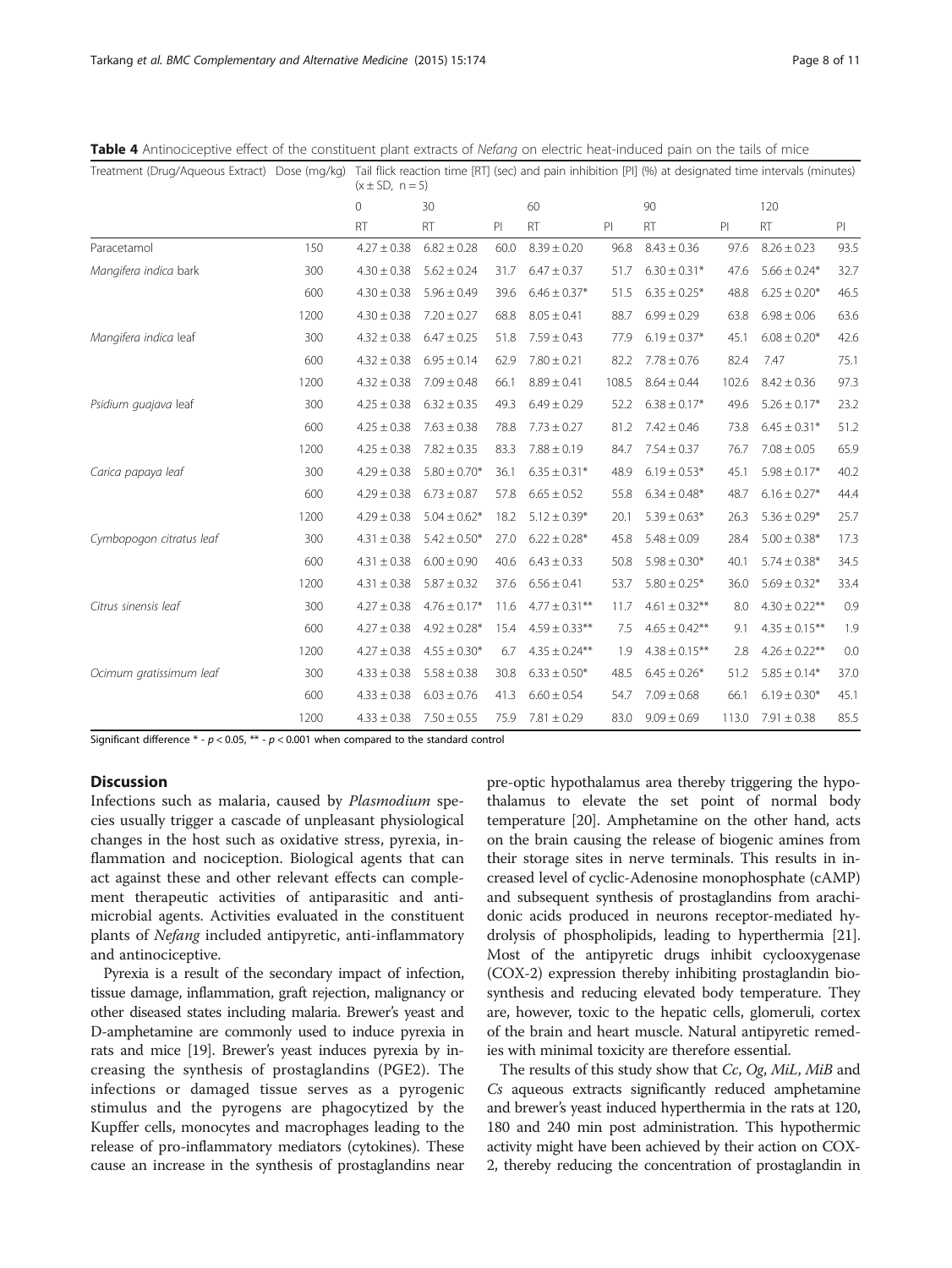**Table 4** Antinociceptive effect of the constituent plant extracts of *Nefang* on electric heat-induced pain on the tails of mice

| Treatment (Drug/Aqueous Extract) | Dose (mg/kg) | Tail flick reaction time [RT] (sec) and pain inhibition [PI] (%) at designated time intervals (minutes) (x ± SD, n = 5) | | | | | | | | |
|---|---|---|---|---|---|---|---|---|---|---|
| | | 0 | 30 | | 60 | | 90 | | 120 | |
| | | RT | RT | PI | RT | PI | RT | PI | RT | PI |
| Paracetamol | 150 | 4.27 ± 0.38 | 6.82 ± 0.28 | 60.0 | 8.39 ± 0.20 | 96.8 | 8.43 ± 0.36 | 97.6 | 8.26 ± 0.23 | 93.5 |
| *Mangifera indica* bark | 300 | 4.30 ± 0.38 | 5.62 ± 0.24 | 31.7 | 6.47 ± 0.37 | 51.7 | 6.30 ± 0.31* | 47.6 | 5.66 ± 0.24* | 32.7 |
| | 600 | 4.30 ± 0.38 | 5.96 ± 0.49 | 39.6 | 6.46 ± 0.37* | 51.5 | 6.35 ± 0.25* | 48.8 | 6.25 ± 0.20* | 46.5 |
| | 1200 | 4.30 ± 0.38 | 7.20 ± 0.27 | 68.8 | 8.05 ± 0.41 | 88.7 | 6.99 ± 0.29 | 63.8 | 6.98 ± 0.06 | 63.6 |
| *Mangifera indica* leaf | 300 | 4.32 ± 0.38 | 6.47 ± 0.25 | 51.8 | 7.59 ± 0.43 | 77.9 | 6.19 ± 0.37* | 45.1 | 6.08 ± 0.20* | 42.6 |
| | 600 | 4.32 ± 0.38 | 6.95 ± 0.14 | 62.9 | 7.80 ± 0.21 | 82.2 | 7.78 ± 0.76 | 82.4 | 7.47 | 75.1 |
| | 1200 | 4.32 ± 0.38 | 7.09 ± 0.48 | 66.1 | 8.89 ± 0.41 | 108.5 | 8.64 ± 0.44 | 102.6 | 8.42 ± 0.36 | 97.3 |
| *Psidium guajava* leaf | 300 | 4.25 ± 0.38 | 6.32 ± 0.35 | 49.3 | 6.49 ± 0.29 | 52.2 | 6.38 ± 0.17* | 49.6 | 5.26 ± 0.17* | 23.2 |
| | 600 | 4.25 ± 0.38 | 7.63 ± 0.38 | 78.8 | 7.73 ± 0.27 | 81.2 | 7.42 ± 0.46 | 73.8 | 6.45 ± 0.31* | 51.2 |
| | 1200 | 4.25 ± 0.38 | 7.82 ± 0.35 | 83.3 | 7.88 ± 0.19 | 84.7 | 7.54 ± 0.37 | 76.7 | 7.08 ± 0.05 | 65.9 |
| *Carica papaya leaf* | 300 | 4.29 ± 0.38 | 5.80 ± 0.70* | 36.1 | 6.35 ± 0.31* | 48.9 | 6.19 ± 0.53* | 45.1 | 5.98 ± 0.17* | 40.2 |
| | 600 | 4.29 ± 0.38 | 6.73 ± 0.87 | 57.8 | 6.65 ± 0.52 | 55.8 | 6.34 ± 0.48* | 48.7 | 6.16 ± 0.27* | 44.4 |
| | 1200 | 4.29 ± 0.38 | 5.04 ± 0.62* | 18.2 | 5.12 ± 0.39* | 20.1 | 5.39 ± 0.63* | 26.3 | 5.36 ± 0.29* | 25.7 |
| *Cymbopogon citratus leaf* | 300 | 4.31 ± 0.38 | 5.42 ± 0.50* | 27.0 | 6.22 ± 0.28* | 45.8 | 5.48 ± 0.09 | 28.4 | 5.00 ± 0.38* | 17.3 |
| | 600 | 4.31 ± 0.38 | 6.00 ± 0.90 | 40.6 | 6.43 ± 0.33 | 50.8 | 5.98 ± 0.30* | 40.1 | 5.74 ± 0.38* | 34.5 |
| | 1200 | 4.31 ± 0.38 | 5.87 ± 0.32 | 37.6 | 6.56 ± 0.41 | 53.7 | 5.80 ± 0.25* | 36.0 | 5.69 ± 0.32* | 33.4 |
| *Citrus sinensis leaf* | 300 | 4.27 ± 0.38 | 4.76 ± 0.17* | 11.6 | 4.77 ± 0.31** | 11.7 | 4.61 ± 0.32** | 8.0 | 4.30 ± 0.22** | 0.9 |
| | 600 | 4.27 ± 0.38 | 4.92 ± 0.28* | 15.4 | 4.59 ± 0.33** | 7.5 | 4.65 ± 0.42** | 9.1 | 4.35 ± 0.15** | 1.9 |
| | 1200 | 4.27 ± 0.38 | 4.55 ± 0.30* | 6.7 | 4.35 ± 0.24** | 1.9 | 4.38 ± 0.15** | 2.8 | 4.26 ± 0.22** | 0.0 |
| *Ocimum gratissimum leaf* | 300 | 4.33 ± 0.38 | 5.58 ± 0.38 | 30.8 | 6.33 ± 0.50* | 48.5 | 6.45 ± 0.26* | 51.2 | 5.85 ± 0.14* | 37.0 |
| | 600 | 4.33 ± 0.38 | 6.03 ± 0.76 | 41.3 | 6.60 ± 0.54 | 54.7 | 7.09 ± 0.68 | 66.1 | 6.19 ± 0.30* | 45.1 |
| | 1200 | 4.33 ± 0.38 | 7.50 ± 0.55 | 75.9 | 7.81 ± 0.29 | 83.0 | 9.09 ± 0.69 | 113.0 | 7.91 ± 0.38 | 85.5 |

Significant difference * - $p < 0.05$, ** - $p < 0.001$ when compared to the standard control

## Discussion

Infections such as malaria, caused by *Plasmodium* species usually trigger a cascade of unpleasant physiological changes in the host such as oxidative stress, pyrexia, inflammation and nociception. Biological agents that can act against these and other relevant effects can complement therapeutic activities of antiparasitic and antimicrobial agents. Activities evaluated in the constituent plants of *Nefang* included antipyretic, anti-inflammatory and antinociceptive.

Pyrexia is a result of the secondary impact of infection, tissue damage, inflammation, graft rejection, malignancy or other diseased states including malaria. Brewer's yeast and D-amphetamine are commonly used to induce pyrexia in rats and mice [19]. Brewer's yeast induces pyrexia by increasing the synthesis of prostaglandins (PGE2). The infections or damaged tissue serves as a pyrogenic stimulus and the pyrogens are phagocytized by the Kupffer cells, monocytes and macrophages leading to the release of pro-inflammatory mediators (cytokines). These cause an increase in the synthesis of prostaglandins near pre-optic hypothalamus area thereby triggering the hypothalamus to elevate the set point of normal body temperature [20]. Amphetamine on the other hand, acts on the brain causing the release of biogenic amines from their storage sites in nerve terminals. This results in increased level of cyclic-Adenosine monophosphate (cAMP) and subsequent synthesis of prostaglandins from arachidonic acids produced in neurons receptor-mediated hydrolysis of phospholipids, leading to hyperthermia [21]. Most of the antipyretic drugs inhibit cyclooxygenase (COX-2) expression thereby inhibiting prostaglandin biosynthesis and reducing elevated body temperature. They are, however, toxic to the hepatic cells, glomeruli, cortex of the brain and heart muscle. Natural antipyretic remedies with minimal toxicity are therefore essential.

The results of this study show that *Cc*, *Og*, *MiL*, *MiB* and *Cs* aqueous extracts significantly reduced amphetamine and brewer's yeast induced hyperthermia in the rats at 120, 180 and 240 min post administration. This hypothermic activity might have been achieved by their action on COX-2, thereby reducing the concentration of prostaglandin in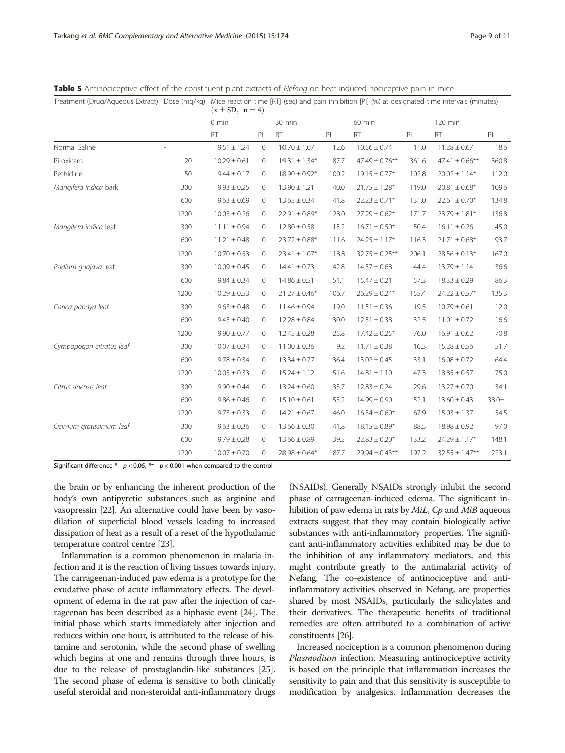**Table 5** Antinociceptive effect of the constituent plant extracts of *Nefang* on heat-induced nociceptive pain in mice

| Treatment (Drug/Aqueous Extract) | Dose (mg/kg) | Mice reaction time [RT] (sec) and pain inhibition [PI] (%) at designated time intervals (minutes) ($\bar{x} \pm SD$, $n = 4$) | | | | | | | |
|---|---|---|---|---|---|---|---|---|---|
| | | 0 min | | 30 min | | 60 min | | 120 min | |
| | | RT | PI | RT | PI | RT | PI | RT | PI |
| Normal Saline | - | 9.51 ± 1.24 | 0 | 10.70 ± 1.07 | 12.6 | 10.56 ± 0.74 | 11.0 | 11.28 ± 0.67 | 18.6 |
| Piroxicam | 20 | 10.29 ± 0.61 | 0 | 19.31 ± 1.34* | 87.7 | 47.49 ± 0.76** | 361.6 | 47.41 ± 0.66** | 360.8 |
| Pethidine | 50 | 9.44 ± 0.17 | 0 | 18.90 ± 0.92* | 100.2 | 19.15 ± 0.77* | 102.8 | 20.02 ± 1.14* | 112.0 |
| *Mangifera indica* bark | 300 | 9.93 ± 0.25 | 0 | 13.90 ± 1.21 | 40.0 | 21.75 ± 1.28* | 119.0 | 20.81 ± 0.68* | 109.6 |
| | 600 | 9.63 ± 0.69 | 0 | 13.65 ± 0.34 | 41.8 | 22.23 ± 0.71* | 131.0 | 22.61 ± 0.70* | 134.8 |
| | 1200 | 10.05 ± 0.26 | 0 | 22.91 ± 0.89* | 128.0 | 27.29 ± 0.62* | 171.7 | 23.79 ± 1.81* | 136.8 |
| *Mangifera indica* leaf | 300 | 11.11 ± 0.94 | 0 | 12.80 ± 0.58 | 15.2 | 16.71 ± 0.50* | 50.4 | 16.11 ± 0.26 | 45.0 |
| | 600 | 11.21 ± 0.48 | 0 | 23.72 ± 0.88* | 111.6 | 24.25 ± 1.17* | 116.3 | 21.71 ± 0.68* | 93.7 |
| | 1200 | 10.70 ± 0.53 | 0 | 23.41 ± 1.07* | 118.8 | 32.75 ± 0.25** | 206.1 | 28.56 ± 0.13* | 167.0 |
| *Psidium guajava* leaf | 300 | 10.09 ± 0.45 | 0 | 14.41 ± 0.73 | 42.8 | 14.57 ± 0.68 | 44.4 | 13.79 ± 1.14 | 36.6 |
| | 600 | 9.84 ± 0.34 | 0 | 14.86 ± 0.51 | 51.1 | 15.47 ± 0.21 | 57.3 | 18.33 ± 0.29 | 86.3 |
| | 1200 | 10.29 ± 0.53 | 0 | 21.27 ± 0.46* | 106.7 | 26.29 ± 0.24* | 155.4 | 24.22 ± 0.57* | 135.3 |
| *Carica papaya leaf* | 300 | 9.63 ± 0.48 | 0 | 11.46 ± 0.94 | 19.0 | 11.51 ± 0.36 | 19.5 | 10.79 ± 0.61 | 12.0 |
| | 600 | 9.45 ± 0.40 | 0 | 12.28 ± 0.84 | 30.0 | 12.51 ± 0.38 | 32.5 | 11.01 ± 0.72 | 16.6 |
| | 1200 | 9.90 ± 0.77 | 0 | 12.45 ± 0.28 | 25.8 | 17.42 ± 0.25* | 76.0 | 16.91 ± 0.62 | 70.8 |
| *Cymbopogon citratus leaf* | 300 | 10.07 ± 0.34 | 0 | 11.00 ± 0.36 | 9.2 | 11.71 ± 0.38 | 16.3 | 15.28 ± 0.56 | 51.7 |
| | 600 | 9.78 ± 0.34 | 0 | 13.34 ± 0.77 | 36.4 | 13.02 ± 0.45 | 33.1 | 16.08 ± 0.72 | 64.4 |
| | 1200 | 10.05 ± 0.33 | 0 | 15.24 ± 1.12 | 51.6 | 14.81 ± 1.10 | 47.3 | 18.85 ± 0.57 | 75.0 |
| *Citrus sinensis leaf* | 300 | 9.90 ± 0.44 | 0 | 13.24 ± 0.60 | 33.7 | 12.83 ± 0.24 | 29.6 | 13.27 ± 0.70 | 34.1 |
| | 600 | 9.86 ± 0.46 | 0 | 15.10 ± 0.61 | 53.2 | 14.99 ± 0.90 | 52.1 | 13.60 ± 0.43 | 38.0± |
| | 1200 | 9.73 ± 0.33 | 0 | 14.21 ± 0.67 | 46.0 | 16.34 ± 0.60* | 67.9 | 15.03 ± 1.37 | 54.5 |
| *Ocimum gratissimum leaf* | 300 | 9.63 ± 0.36 | 0 | 13.66 ± 0.30 | 41.8 | 18.15 ± 0.89* | 88.5 | 18.98 ± 0.92 | 97.0 |
| | 600 | 9.79 ± 0.28 | 0 | 13.66 ± 0.89 | 39.5 | 22.83 ± 0.20* | 133.2 | 24.29 ± 1.17* | 148.1 |
| | 1200 | 10.07 ± 0.70 | 0 | 28.98 ± 0.64* | 187.7 | 29.94 ± 0.43** | 197.2 | 32.55 ± 1.47** | 223.1 |

Significant difference * - $p < 0.05$; ** - $p < 0.001$ when compared to the control

the brain or by enhancing the inherent production of the body's own antipyretic substances such as arginine and vasopressin [22]. An alternative could have been by vasodilation of superficial blood vessels leading to increased dissipation of heat as a result of a reset of the hypothalamic temperature control centre [23].

Inflammation is a common phenomenon in malaria infection and it is the reaction of living tissues towards injury. The carrageenan-induced paw edema is a prototype for the exudative phase of acute inflammatory effects. The development of edema in the rat paw after the injection of carrageenan has been described as a biphasic event [24]. The initial phase which starts immediately after injection and reduces within one hour, is attributed to the release of histamine and serotonin, while the second phase of swelling which begins at one and remains through three hours, is due to the release of prostaglandin-like substances [25]. The second phase of edema is sensitive to both clinically useful steroidal and non-steroidal anti-inflammatory drugs (NSAIDs). Generally NSAIDs strongly inhibit the second phase of carrageenan-induced edema. The significant inhibition of paw edema in rats by *MiL*, *Cp* and *MiB* aqueous extracts suggest that they may contain biologically active substances with anti-inflammatory properties. The significant anti-inflammatory activities exhibited may be due to the inhibition of any inflammatory mediators, and this might contribute greatly to the antimalarial activity of Nefang. The co-existence of antinociceptive and anti-inflammatory activities observed in Nefang, are properties shared by most NSAIDs, particularly the salicylates and their derivatives. The therapeutic benefits of traditional remedies are often attributed to a combination of active constituents [26].

Increased nociception is a common phenomenon during *Plasmodium* infection. Measuring antinociceptive activity is based on the principle that inflammation increases the sensitivity to pain and that this sensitivity is susceptible to modification by analgesics. Inflammation decreases the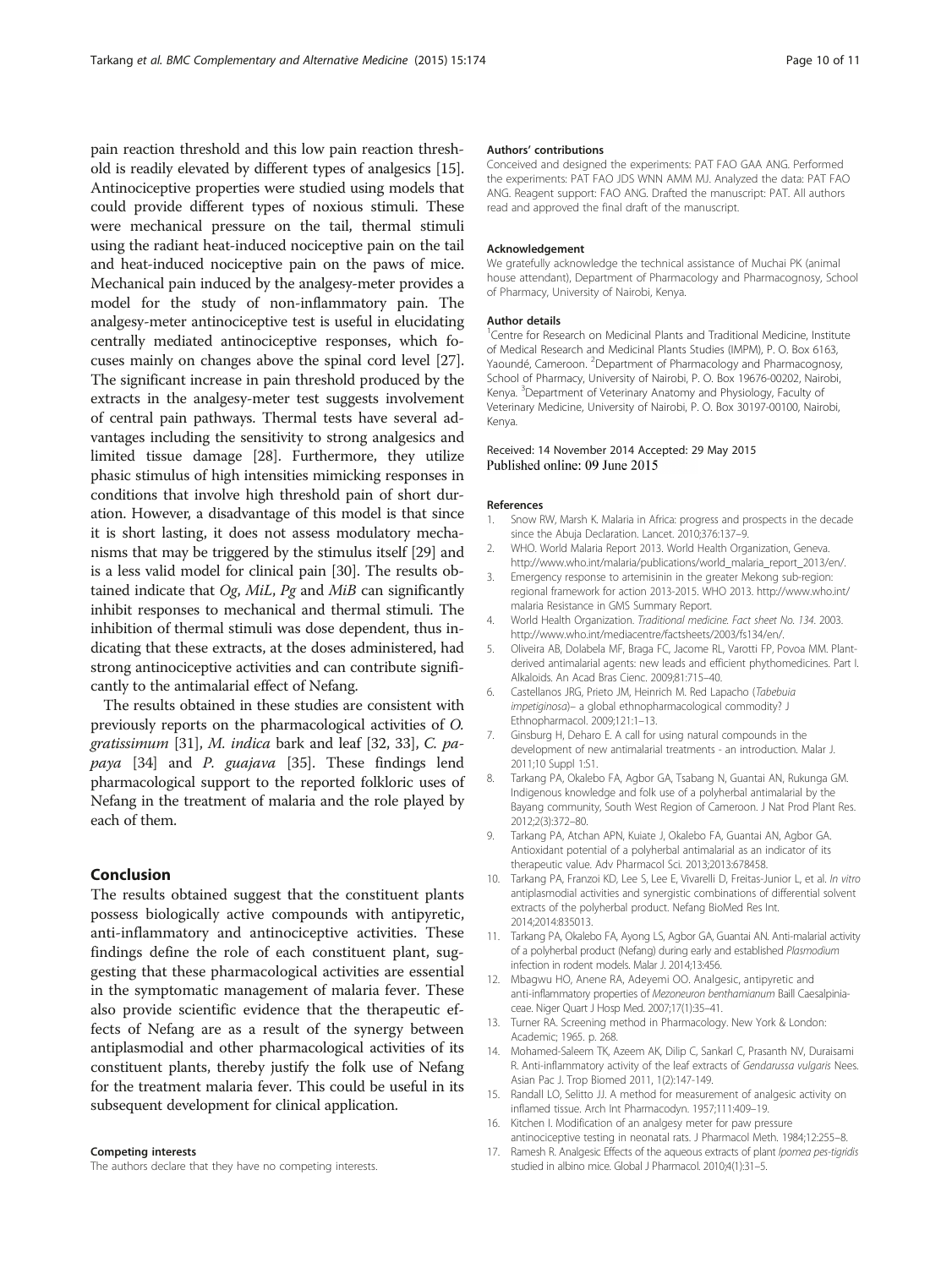pain reaction threshold and this low pain reaction threshold is readily elevated by different types of analgesics [15]. Antinociceptive properties were studied using models that could provide different types of noxious stimuli. These were mechanical pressure on the tail, thermal stimuli using the radiant heat-induced nociceptive pain on the tail and heat-induced nociceptive pain on the paws of mice. Mechanical pain induced by the analgesy-meter provides a model for the study of non-inflammatory pain. The analgesy-meter antinociceptive test is useful in elucidating centrally mediated antinociceptive responses, which focuses mainly on changes above the spinal cord level [27]. The significant increase in pain threshold produced by the extracts in the analgesy-meter test suggests involvement of central pain pathways. Thermal tests have several advantages including the sensitivity to strong analgesics and limited tissue damage [28]. Furthermore, they utilize phasic stimulus of high intensities mimicking responses in conditions that involve high threshold pain of short duration. However, a disadvantage of this model is that since it is short lasting, it does not assess modulatory mechanisms that may be triggered by the stimulus itself [29] and is a less valid model for clinical pain [30]. The results obtained indicate that *Og*, *MiL*, *Pg* and *MiB* can significantly inhibit responses to mechanical and thermal stimuli. The inhibition of thermal stimuli was dose dependent, thus indicating that these extracts, at the doses administered, had strong antinociceptive activities and can contribute significantly to the antimalarial effect of Nefang.

The results obtained in these studies are consistent with previously reports on the pharmacological activities of *O. gratissimum* [31], *M. indica* bark and leaf [32, 33], *C. papaya* [34] and *P. guajava* [35]. These findings lend pharmacological support to the reported folkloric uses of Nefang in the treatment of malaria and the role played by each of them.

## Conclusion

The results obtained suggest that the constituent plants possess biologically active compounds with antipyretic, anti-inflammatory and antinociceptive activities. These findings define the role of each constituent plant, suggesting that these pharmacological activities are essential in the symptomatic management of malaria fever. These also provide scientific evidence that the therapeutic effects of Nefang are as a result of the synergy between antiplasmodial and other pharmacological activities of its constituent plants, thereby justify the folk use of Nefang for the treatment malaria fever. This could be useful in its subsequent development for clinical application.

#### Competing interests

The authors declare that they have no competing interests.

#### Authors' contributions

Conceived and designed the experiments: PAT FAO GAA ANG. Performed the experiments: PAT FAO JDS WNN AMM MJ. Analyzed the data: PAT FAO ANG. Reagent support: FAO ANG. Drafted the manuscript: PAT. All authors read and approved the final draft of the manuscript.

#### Acknowledgement

We gratefully acknowledge the technical assistance of Muchai PK (animal house attendant), Department of Pharmacology and Pharmacognosy, School of Pharmacy, University of Nairobi, Kenya.

#### Author details

[1]Centre for Research on Medicinal Plants and Traditional Medicine, Institute of Medical Research and Medicinal Plants Studies (IMPM), P. O. Box 6163, Yaoundé, Cameroon. [2]Department of Pharmacology and Pharmacognosy, School of Pharmacy, University of Nairobi, P. O. Box 19676-00202, Nairobi, Kenya. [3]Department of Veterinary Anatomy and Physiology, Faculty of Veterinary Medicine, University of Nairobi, P. O. Box 30197-00100, Nairobi, Kenya.

Received: 14 November 2014 Accepted: 29 May 2015
Published online: 09 June 2015

#### References

1. Snow RW, Marsh K. Malaria in Africa: progress and prospects in the decade since the Abuja Declaration. Lancet. 2010;376:137–9.
2. WHO. World Malaria Report 2013. World Health Organization, Geneva. http://www.who.int/malaria/publications/world_malaria_report_2013/en/.
3. Emergency response to artemisinin in the greater Mekong sub-region: regional framework for action 2013-2015. WHO 2013. http://www.who.int/malaria Resistance in GMS Summary Report.
4. World Health Organization. *Traditional medicine. Fact sheet No. 134*. 2003. http://www.who.int/mediacentre/factsheets/2003/fs134/en/.
5. Oliveira AB, Dolabela MF, Braga FC, Jacome RL, Varotti FP, Povoa MM. Plant-derived antimalarial agents: new leads and efficient phythomedicines. Part I. Alkaloids. An Acad Bras Cienc. 2009;81:715–40.
6. Castellanos JRG, Prieto JM, Heinrich M. Red Lapacho (*Tabebuia impetiginosa*)– a global ethnopharmacological commodity? J Ethnopharmacol. 2009;121:1–13.
7. Ginsburg H, Deharo E. A call for using natural compounds in the development of new antimalarial treatments - an introduction. Malar J. 2011;10 Suppl 1:S1.
8. Tarkang PA, Okalebo FA, Agbor GA, Tsabang N, Guantai AN, Rukunga GM. Indigenous knowledge and folk use of a polyherbal antimalarial by the Bayang community, South West Region of Cameroon. J Nat Prod Plant Res. 2012;2(3):372–80.
9. Tarkang PA, Atchan APN, Kuiate J, Okalebo FA, Guantai AN, Agbor GA. Antioxidant potential of a polyherbal antimalarial as an indicator of its therapeutic value. Adv Pharmacol Sci. 2013;2013:678458.
10. Tarkang PA, Franzoi KD, Lee S, Lee E, Vivarelli D, Freitas-Junior L, et al. *In vitro* antiplasmodial activities and synergistic combinations of differential solvent extracts of the polyherbal product. Nefang BioMed Res Int. 2014;2014:835013.
11. Tarkang PA, Okalebo FA, Ayong LS, Agbor GA, Guantai AN. Anti-malarial activity of a polyherbal product (Nefang) during early and established *Plasmodium* infection in rodent models. Malar J. 2014;13:456.
12. Mbagwu HO, Anene RA, Adeyemi OO. Analgesic, antipyretic and anti-inflammatory properties of *Mezoneuron benthamianum* Baill Caesalpiniaceae. Niger Quart J Hosp Med. 2007;17(1):35–41.
13. Turner RA. Screening method in Pharmacology. New York & London: Academic; 1965. p. 268.
14. Mohamed-Saleem TK, Azeem AK, Dilip C, Sankarl C, Prasanth NV, Duraisami R. Anti-inflammatory activity of the leaf extracts of *Gendarussa vulgaris* Nees. Asian Pac J. Trop Biomed 2011, 1(2):147-149.
15. Randall LO, Selitto JJ. A method for measurement of analgesic activity on inflamed tissue. Arch Int Pharmacodyn. 1957;111:409–19.
16. Kitchen I. Modification of an analgesy meter for paw pressure antinociceptive testing in neonatal rats. J Pharmacol Meth. 1984;12:255–8.
17. Ramesh R. Analgesic Effects of the aqueous extracts of plant *Ipomea pes-tigridis* studied in albino mice. Global J Pharmacol. 2010;4(1):31–5.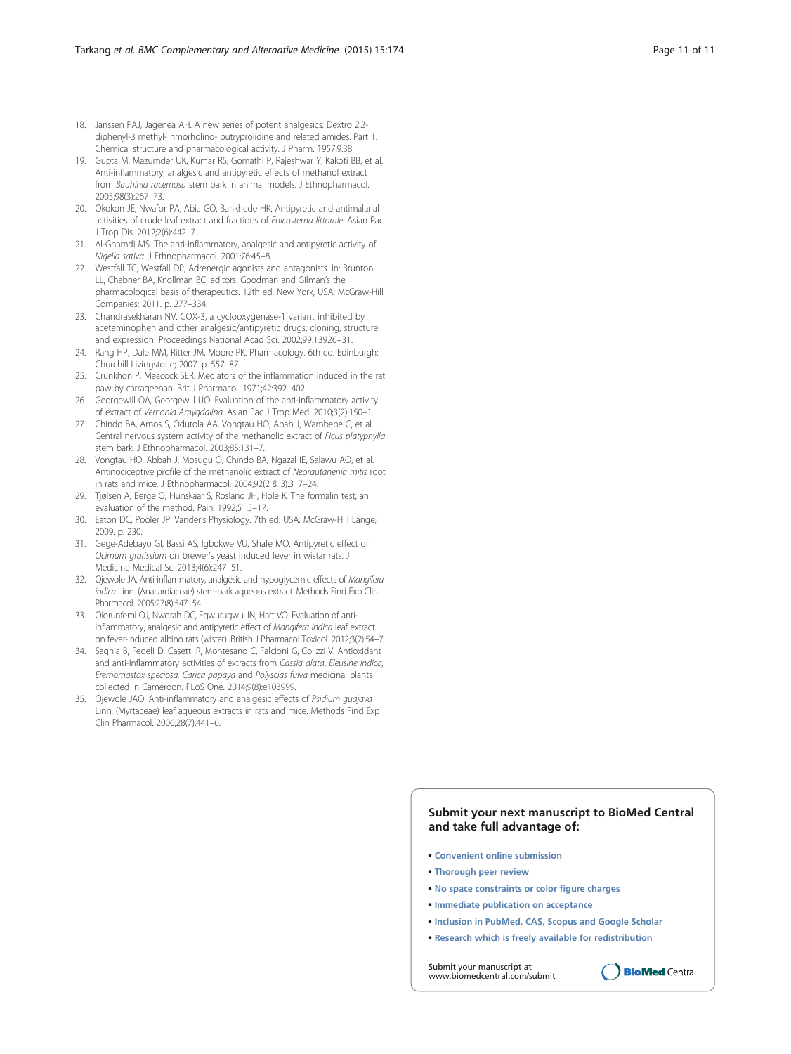18. Janssen PAJ, Jagenea AH. A new series of potent analgesics: Dextro 2,2-diphenyl-3 methyl- hmorholino- butyprolidine and related amides. Part 1. Chemical structure and pharmacological activity. J Pharm. 1957;9:38.
19. Gupta M, Mazumder UK, Kumar RS, Gomathi P, Rajeshwar Y, Kakoti BB, et al. Anti-inflammatory, analgesic and antipyretic effects of methanol extract from *Bauhinia racemosa* stem bark in animal models. J Ethnopharmacol. 2005;98(3):267–73.
20. Okokon JE, Nwafor PA, Abia GO, Bankhede HK. Antipyretic and antimalarial activities of crude leaf extract and fractions of *Enicostema littorale*. Asian Pac J Trop Dis. 2012;2(6):442–7.
21. Al-Ghamdi MS. The anti-inflammatory, analgesic and antipyretic activity of *Nigella sativa*. J Ethnopharmacol. 2001;76:45–8.
22. Westfall TC, Westfall DP, Adrenergic agonists and antagonists. In: Brunton LL, Chabner BA, Knollman BC, editors. Goodman and Gilman's the pharmacological basis of therapeutics. 12th ed. New York, USA: McGraw-Hill Companies; 2011. p. 277–334.
23. Chandrasekharan NV. COX-3, a cyclooxygenase-1 variant inhibited by acetaminophen and other analgesic/antipyretic drugs: cloning, structure and expression. Proceedings National Acad Sci. 2002;99:13926–31.
24. Rang HP, Dale MM, Ritter JM, Moore PK. Pharmacology. 6th ed. Edinburgh: Churchill Livingstone; 2007. p. 557–87.
25. Crunkhon P, Meacock SER. Mediators of the inflammation induced in the rat paw by carrageenan. Brit J Pharmacol. 1971;42:392–402.
26. Georgewill OA, Georgewill UO. Evaluation of the anti-inflammatory activity of extract of *Vernonia Amygdalina*. Asian Pac J Trop Med. 2010;3(2):150–1.
27. Chindo BA, Amos S, Odutola AA, Vongtau HO, Abah J, Wambebe C, et al. Central nervous system activity of the methanolic extract of *Ficus platyphylla* stem bark. J Ethnopharmacol. 2003;85:131–7.
28. Vongtau HO, Abbah J, Mosugu O, Chindo BA, Ngazal IE, Salawu AO, et al. Antinociceptive profile of the methanolic extract of *Neorautanenia mitis* root in rats and mice. J Ethnopharmacol. 2004;92(2 & 3):317–24.
29. Tjølsen A, Berge O, Hunskaar S, Rosland JH, Hole K. The formalin test; an evaluation of the method. Pain. 1992;51:5–17.
30. Eaton DC, Pooler JP. Vander's Physiology. 7th ed. USA: McGraw-Hill Lange; 2009. p. 230.
31. Gege-Adebayo GI, Bassi AS, Igbokwe VU, Shafe MO. Antipyretic effect of *Ocimum gratissium* on brewer's yeast induced fever in wistar rats. J Medicine Medical Sc. 2013;4(6):247–51.
32. Ojewole JA. Anti-inflammatory, analgesic and hypoglycemic effects of *Mangifera indica* Linn. (Anacardiaceae) stem-bark aqueous extract. Methods Find Exp Clin Pharmacol. 2005;27(8):547–54.
33. Olorunfemi OJ, Nworah DC, Egwurugwu JN, Hart VO. Evaluation of anti-inflammatory, analgesic and antipyretic effect of *Mangifera indica* leaf extract on fever-induced albino rats (wistar). British J Pharmacol Toxicol. 2012;3(2):54–7.
34. Sagnia B, Fedeli D, Casetti R, Montesano C, Falcioni G, Colizzi V. Antioxidant and anti-Inflammatory activities of extracts from *Cassia alata*, *Eleusine indica*, *Eremomastax speciosa*, *Carica papaya* and *Polyscias fulva* medicinal plants collected in Cameroon. PLoS One. 2014;9(8):e103999.
35. Ojewole JAO. Anti-inflammatory and analgesic effects of *Psidium guajava* Linn. (Myrtaceae) leaf aqueous extracts in rats and mice. Methods Find Exp Clin Pharmacol. 2006;28(7):441–6.

**Submit your next manuscript to BioMed Central and take full advantage of:**

- **Convenient online submission**
- **Thorough peer review**
- **No space constraints or color figure charges**
- **Immediate publication on acceptance**
- **Inclusion in PubMed, CAS, Scopus and Google Scholar**
- **Research which is freely available for redistribution**

Submit your manuscript at
www.biomedcentral.com/submit

BioMed Central